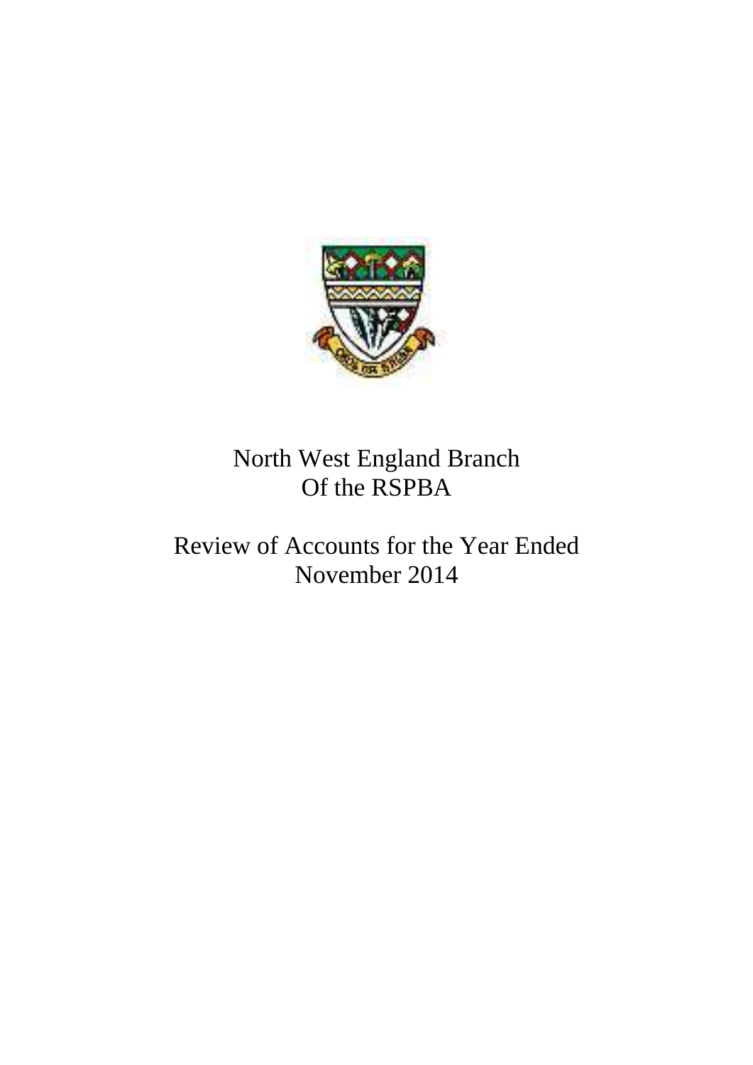# North West England Branch Of the RSPBA

## Review of Accounts for the Year Ended November 2014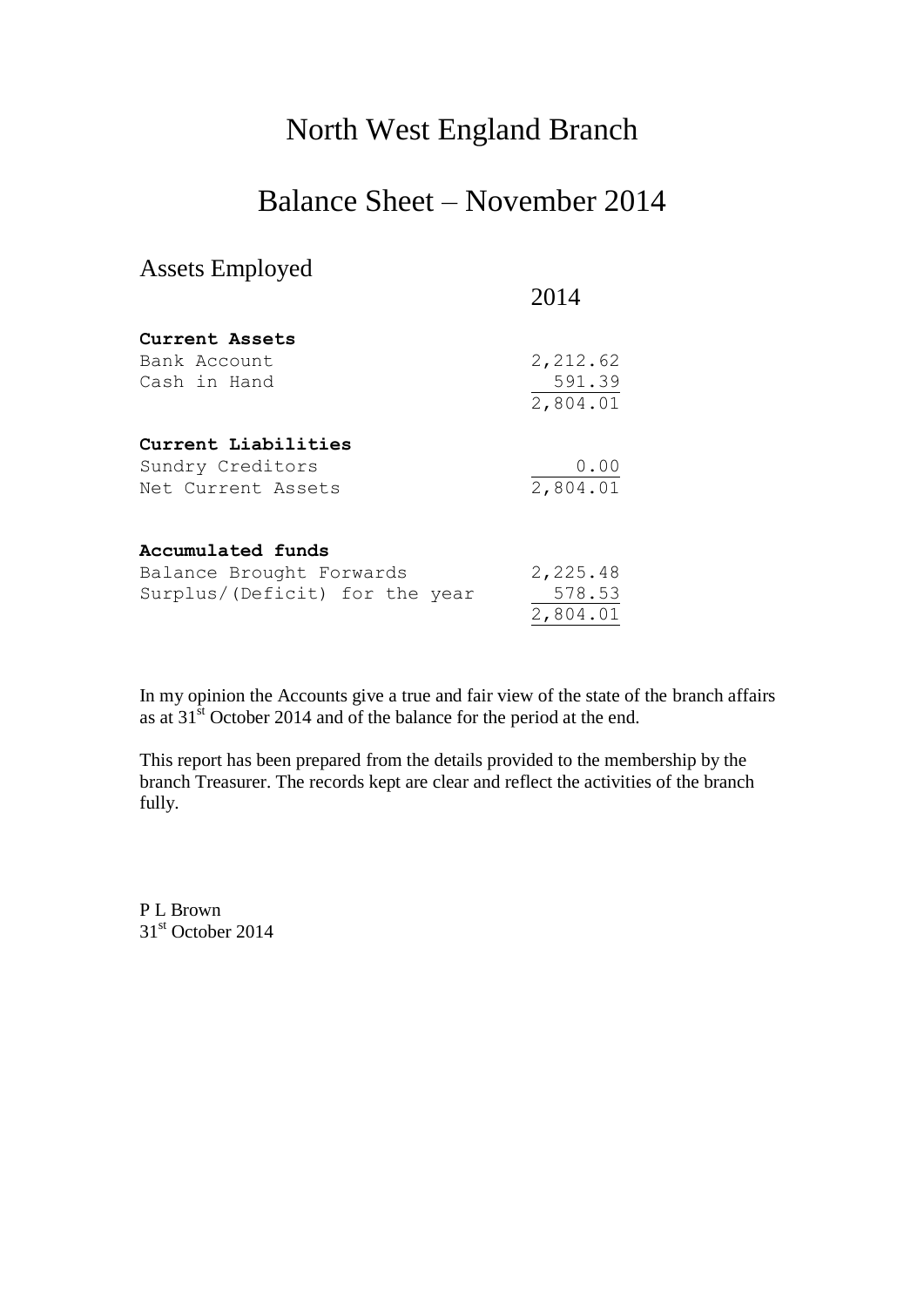# North West England Branch

# Balance Sheet – November 2014

## Assets Employed

| | 2014 |
|---|---|
| **Current Assets** | |
| Bank Account | 2,212.62 |
| Cash in Hand | 591.39 |
| | 2,804.01 |
| **Current Liabilities** | |
| Sundry Creditors | 0.00 |
| Net Current Assets | 2,804.01 |
| **Accumulated funds** | |
| Balance Brought Forwards | 2,225.48 |
| Surplus/(Deficit) for the year | 578.53 |
| | 2,804.01 |

In my opinion the Accounts give a true and fair view of the state of the branch affairs as at 31st October 2014 and of the balance for the period at the end.

This report has been prepared from the details provided to the membership by the branch Treasurer. The records kept are clear and reflect the activities of the branch fully.

P L Brown
31st October 2014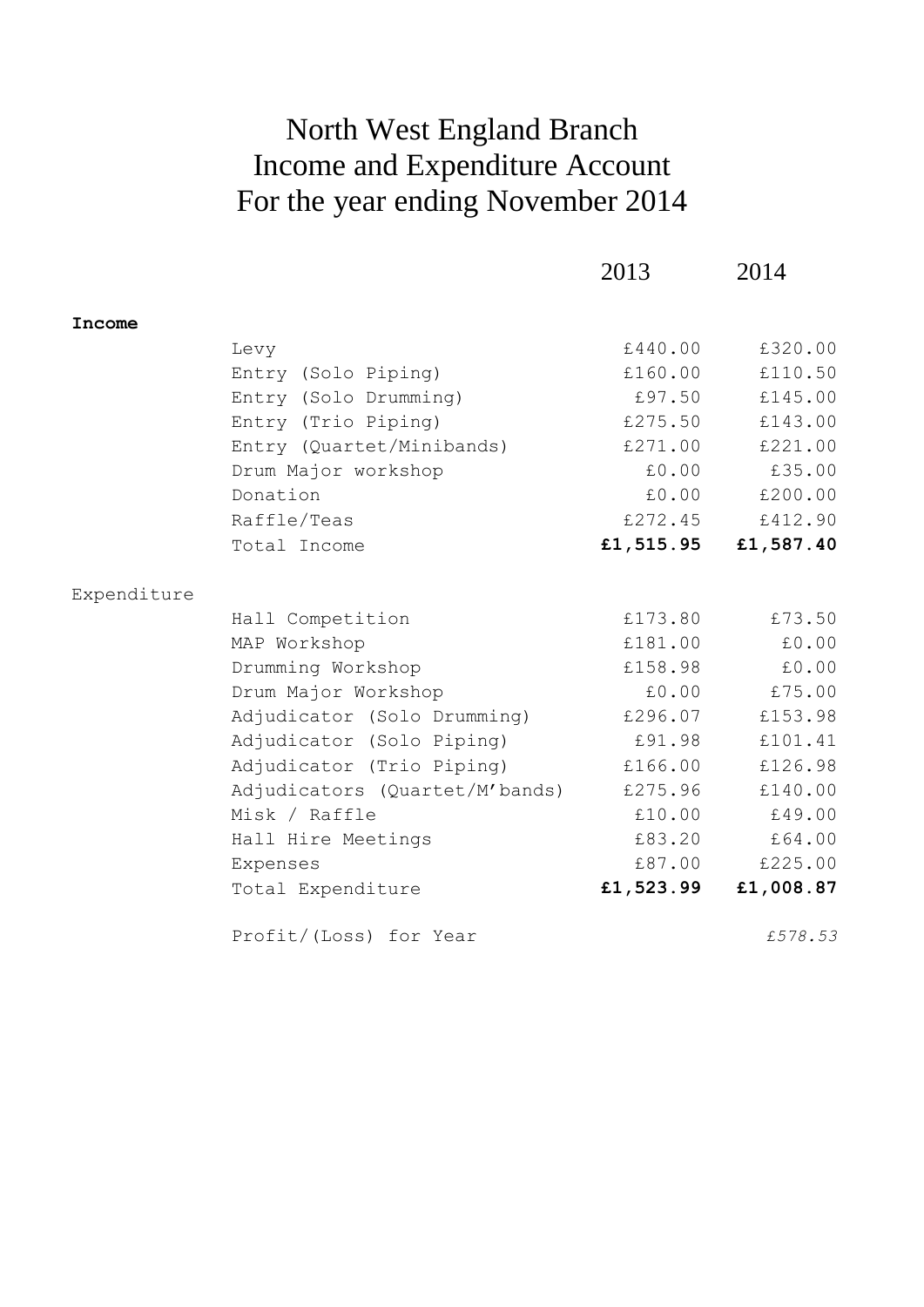# North West England Branch
# Income and Expenditure Account
# For the year ending November 2014

| | | 2013 | 2014 |
|---|---|---|---|
| **Income** | | | |
| | Levy | £440.00 | £320.00 |
| | Entry (Solo Piping) | £160.00 | £110.50 |
| | Entry (Solo Drumming) | £97.50 | £145.00 |
| | Entry (Trio Piping) | £275.50 | £143.00 |
| | Entry (Quartet/Minibands) | £271.00 | £221.00 |
| | Drum Major workshop | £0.00 | £35.00 |
| | Donation | £0.00 | £200.00 |
| | Raffle/Teas | £272.45 | £412.90 |
| | Total Income | **£1,515.95** | **£1,587.40** |
| Expenditure | | | |
| | Hall Competition | £173.80 | £73.50 |
| | MAP Workshop | £181.00 | £0.00 |
| | Drumming Workshop | £158.98 | £0.00 |
| | Drum Major Workshop | £0.00 | £75.00 |
| | Adjudicator (Solo Drumming) | £296.07 | £153.98 |
| | Adjudicator (Solo Piping) | £91.98 | £101.41 |
| | Adjudicator (Trio Piping) | £166.00 | £126.98 |
| | Adjudicators (Quartet/M'bands) | £275.96 | £140.00 |
| | Misk / Raffle | £10.00 | £49.00 |
| | Hall Hire Meetings | £83.20 | £64.00 |
| | Expenses | £87.00 | £225.00 |
| | Total Expenditure | **£1,523.99** | **£1,008.87** |
| | Profit/(Loss) for Year | | *£578.53* |